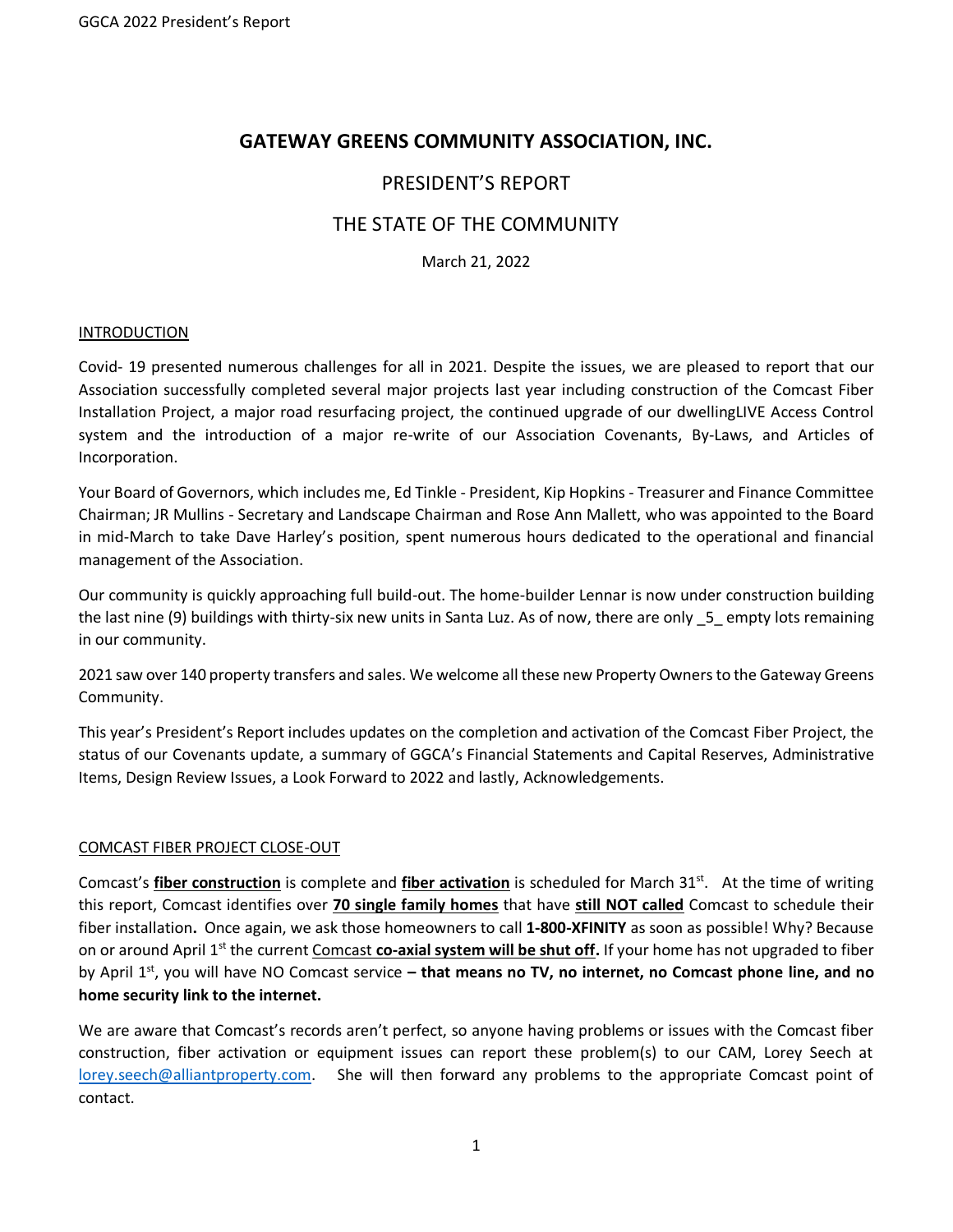# GATEWAY GREENS COMMUNITY ASSOCIATION, INC.

## PRESIDENT'S REPORT

## THE STATE OF THE COMMUNITY

March 21, 2022

### INTRODUCTION

Covid- 19 presented numerous challenges for all in 2021. Despite the issues, we are pleased to report that our Association successfully completed several major projects last year including construction of the Comcast Fiber Installation Project, a major road resurfacing project, the continued upgrade of our dwellingLIVE Access Control system and the introduction of a major re-write of our Association Covenants, By-Laws, and Articles of Incorporation.

Your Board of Governors, which includes me, Ed Tinkle - President, Kip Hopkins - Treasurer and Finance Committee Chairman; JR Mullins - Secretary and Landscape Chairman and Rose Ann Mallett, who was appointed to the Board in mid-March to take Dave Harley's position, spent numerous hours dedicated to the operational and financial management of the Association.

Our community is quickly approaching full build-out. The home-builder Lennar is now under construction building the last nine (9) buildings with thirty-six new units in Santa Luz. As of now, there are only _5_ empty lots remaining in our community.

2021 saw over 140 property transfers and sales. We welcome all these new Property Owners to the Gateway Greens Community.

This year's President's Report includes updates on the completion and activation of the Comcast Fiber Project, the status of our Covenants update, a summary of GGCA's Financial Statements and Capital Reserves, Administrative Items, Design Review Issues, a Look Forward to 2022 and lastly, Acknowledgements.

### COMCAST FIBER PROJECT CLOSE-OUT

Comcast's **fiber construction** is complete and **fiber activation** is scheduled for March 31st. At the time of writing this report, Comcast identifies over **70 single family homes** that have **still NOT called** Comcast to schedule their fiber installation**.** Once again, we ask those homeowners to call **1-800-XFINITY** as soon as possible! Why? Because on or around April 1st the current Comcast **co-axial system will be shut off.** If your home has not upgraded to fiber by April 1st, you will have NO Comcast service **– that means no TV, no internet, no Comcast phone line, and no home security link to the internet.**

We are aware that Comcast's records aren't perfect, so anyone having problems or issues with the Comcast fiber construction, fiber activation or equipment issues can report these problem(s) to our CAM, Lorey Seech at lorey.seech@alliantproperty.com. She will then forward any problems to the appropriate Comcast point of contact.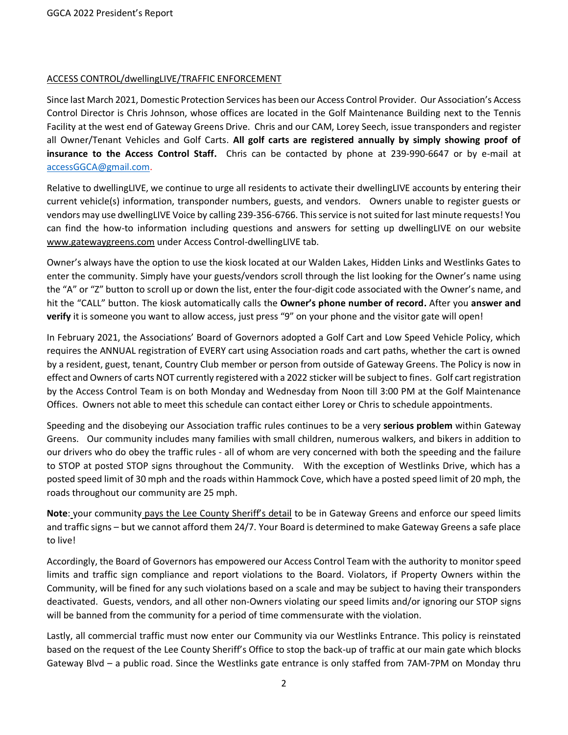ACCESS CONTROL/dwellingLIVE/TRAFFIC ENFORCEMENT

Since last March 2021, Domestic Protection Services has been our Access Control Provider. Our Association's Access Control Director is Chris Johnson, whose offices are located in the Golf Maintenance Building next to the Tennis Facility at the west end of Gateway Greens Drive. Chris and our CAM, Lorey Seech, issue transponders and register all Owner/Tenant Vehicles and Golf Carts. **All golf carts are registered annually by simply showing proof of insurance to the Access Control Staff.** Chris can be contacted by phone at 239-990-6647 or by e-mail at accessGGCA@gmail.com.

Relative to dwellingLIVE, we continue to urge all residents to activate their dwellingLIVE accounts by entering their current vehicle(s) information, transponder numbers, guests, and vendors. Owners unable to register guests or vendors may use dwellingLIVE Voice by calling 239-356-6766. This service is not suited for last minute requests! You can find the how-to information including questions and answers for setting up dwellingLIVE on our website www.gatewaygreens.com under Access Control-dwellingLIVE tab.

Owner's always have the option to use the kiosk located at our Walden Lakes, Hidden Links and Westlinks Gates to enter the community. Simply have your guests/vendors scroll through the list looking for the Owner's name using the "A" or "Z" button to scroll up or down the list, enter the four-digit code associated with the Owner's name, and hit the "CALL" button. The kiosk automatically calls the **Owner's phone number of record.** After you **answer and verify** it is someone you want to allow access, just press "9" on your phone and the visitor gate will open!

In February 2021, the Associations' Board of Governors adopted a Golf Cart and Low Speed Vehicle Policy, which requires the ANNUAL registration of EVERY cart using Association roads and cart paths, whether the cart is owned by a resident, guest, tenant, Country Club member or person from outside of Gateway Greens. The Policy is now in effect and Owners of carts NOT currently registered with a 2022 sticker will be subject to fines. Golf cart registration by the Access Control Team is on both Monday and Wednesday from Noon till 3:00 PM at the Golf Maintenance Offices. Owners not able to meet this schedule can contact either Lorey or Chris to schedule appointments.

Speeding and the disobeying our Association traffic rules continues to be a very **serious problem** within Gateway Greens. Our community includes many families with small children, numerous walkers, and bikers in addition to our drivers who do obey the traffic rules - all of whom are very concerned with both the speeding and the failure to STOP at posted STOP signs throughout the Community. With the exception of Westlinks Drive, which has a posted speed limit of 30 mph and the roads within Hammock Cove, which have a posted speed limit of 20 mph, the roads throughout our community are 25 mph.

**Note**: your community pays the Lee County Sheriff's detail to be in Gateway Greens and enforce our speed limits and traffic signs – but we cannot afford them 24/7. Your Board is determined to make Gateway Greens a safe place to live!

Accordingly, the Board of Governors has empowered our Access Control Team with the authority to monitor speed limits and traffic sign compliance and report violations to the Board. Violators, if Property Owners within the Community, will be fined for any such violations based on a scale and may be subject to having their transponders deactivated. Guests, vendors, and all other non-Owners violating our speed limits and/or ignoring our STOP signs will be banned from the community for a period of time commensurate with the violation.

Lastly, all commercial traffic must now enter our Community via our Westlinks Entrance. This policy is reinstated based on the request of the Lee County Sheriff's Office to stop the back-up of traffic at our main gate which blocks Gateway Blvd – a public road. Since the Westlinks gate entrance is only staffed from 7AM-7PM on Monday thru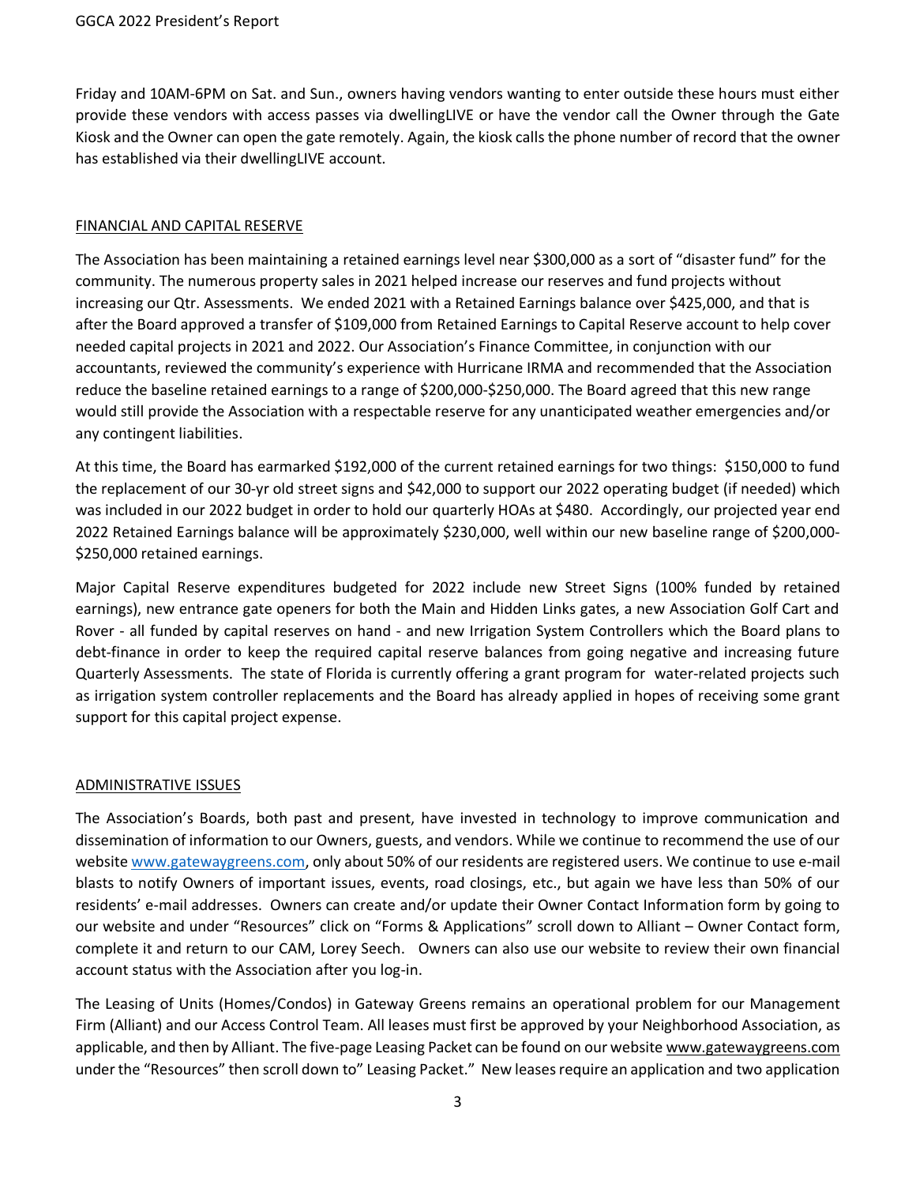Friday and 10AM-6PM on Sat. and Sun., owners having vendors wanting to enter outside these hours must either provide these vendors with access passes via dwellingLIVE or have the vendor call the Owner through the Gate Kiosk and the Owner can open the gate remotely. Again, the kiosk calls the phone number of record that the owner has established via their dwellingLIVE account.

## FINANCIAL AND CAPITAL RESERVE

The Association has been maintaining a retained earnings level near $300,000 as a sort of "disaster fund" for the community. The numerous property sales in 2021 helped increase our reserves and fund projects without increasing our Qtr. Assessments. We ended 2021 with a Retained Earnings balance over $425,000, and that is after the Board approved a transfer of $109,000 from Retained Earnings to Capital Reserve account to help cover needed capital projects in 2021 and 2022. Our Association's Finance Committee, in conjunction with our accountants, reviewed the community's experience with Hurricane IRMA and recommended that the Association reduce the baseline retained earnings to a range of $200,000-$250,000. The Board agreed that this new range would still provide the Association with a respectable reserve for any unanticipated weather emergencies and/or any contingent liabilities.

At this time, the Board has earmarked $192,000 of the current retained earnings for two things: $150,000 to fund the replacement of our 30-yr old street signs and $42,000 to support our 2022 operating budget (if needed) which was included in our 2022 budget in order to hold our quarterly HOAs at $480. Accordingly, our projected year end 2022 Retained Earnings balance will be approximately $230,000, well within our new baseline range of $200,000-$250,000 retained earnings.

Major Capital Reserve expenditures budgeted for 2022 include new Street Signs (100% funded by retained earnings), new entrance gate openers for both the Main and Hidden Links gates, a new Association Golf Cart and Rover - all funded by capital reserves on hand - and new Irrigation System Controllers which the Board plans to debt-finance in order to keep the required capital reserve balances from going negative and increasing future Quarterly Assessments. The state of Florida is currently offering a grant program for water-related projects such as irrigation system controller replacements and the Board has already applied in hopes of receiving some grant support for this capital project expense.

## ADMINISTRATIVE ISSUES

The Association's Boards, both past and present, have invested in technology to improve communication and dissemination of information to our Owners, guests, and vendors. While we continue to recommend the use of our website www.gatewaygreens.com, only about 50% of our residents are registered users. We continue to use e-mail blasts to notify Owners of important issues, events, road closings, etc., but again we have less than 50% of our residents' e-mail addresses. Owners can create and/or update their Owner Contact Information form by going to our website and under "Resources" click on "Forms & Applications" scroll down to Alliant – Owner Contact form, complete it and return to our CAM, Lorey Seech. Owners can also use our website to review their own financial account status with the Association after you log-in.

The Leasing of Units (Homes/Condos) in Gateway Greens remains an operational problem for our Management Firm (Alliant) and our Access Control Team. All leases must first be approved by your Neighborhood Association, as applicable, and then by Alliant. The five-page Leasing Packet can be found on our website www.gatewaygreens.com under the "Resources" then scroll down to" Leasing Packet." New leases require an application and two application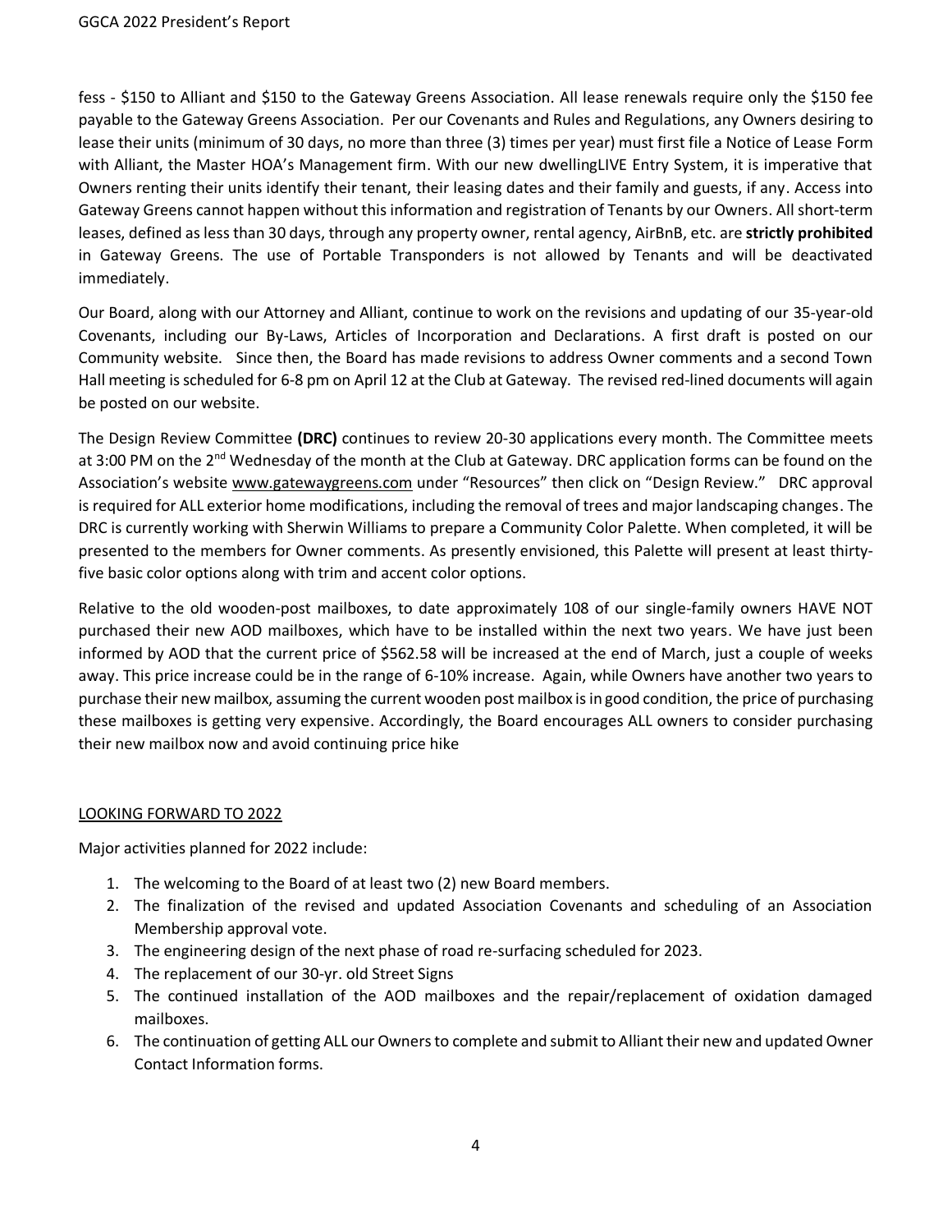fess - $150 to Alliant and $150 to the Gateway Greens Association. All lease renewals require only the $150 fee payable to the Gateway Greens Association. Per our Covenants and Rules and Regulations, any Owners desiring to lease their units (minimum of 30 days, no more than three (3) times per year) must first file a Notice of Lease Form with Alliant, the Master HOA's Management firm. With our new dwellingLIVE Entry System, it is imperative that Owners renting their units identify their tenant, their leasing dates and their family and guests, if any. Access into Gateway Greens cannot happen without this information and registration of Tenants by our Owners. All short-term leases, defined as less than 30 days, through any property owner, rental agency, AirBnB, etc. are **strictly prohibited** in Gateway Greens. The use of Portable Transponders is not allowed by Tenants and will be deactivated immediately.

Our Board, along with our Attorney and Alliant, continue to work on the revisions and updating of our 35-year-old Covenants, including our By-Laws, Articles of Incorporation and Declarations. A first draft is posted on our Community website. Since then, the Board has made revisions to address Owner comments and a second Town Hall meeting is scheduled for 6-8 pm on April 12 at the Club at Gateway. The revised red-lined documents will again be posted on our website.

The Design Review Committee **(DRC)** continues to review 20-30 applications every month. The Committee meets at 3:00 PM on the 2nd Wednesday of the month at the Club at Gateway. DRC application forms can be found on the Association's website www.gatewaygreens.com under "Resources" then click on "Design Review." DRC approval is required for ALL exterior home modifications, including the removal of trees and major landscaping changes. The DRC is currently working with Sherwin Williams to prepare a Community Color Palette. When completed, it will be presented to the members for Owner comments. As presently envisioned, this Palette will present at least thirty-five basic color options along with trim and accent color options.

Relative to the old wooden-post mailboxes, to date approximately 108 of our single-family owners HAVE NOT purchased their new AOD mailboxes, which have to be installed within the next two years. We have just been informed by AOD that the current price of $562.58 will be increased at the end of March, just a couple of weeks away. This price increase could be in the range of 6-10% increase. Again, while Owners have another two years to purchase their new mailbox, assuming the current wooden post mailbox is in good condition, the price of purchasing these mailboxes is getting very expensive. Accordingly, the Board encourages ALL owners to consider purchasing their new mailbox now and avoid continuing price hike

## LOOKING FORWARD TO 2022

Major activities planned for 2022 include:

1. The welcoming to the Board of at least two (2) new Board members.
2. The finalization of the revised and updated Association Covenants and scheduling of an Association Membership approval vote.
3. The engineering design of the next phase of road re-surfacing scheduled for 2023.
4. The replacement of our 30-yr. old Street Signs
5. The continued installation of the AOD mailboxes and the repair/replacement of oxidation damaged mailboxes.
6. The continuation of getting ALL our Owners to complete and submit to Alliant their new and updated Owner Contact Information forms.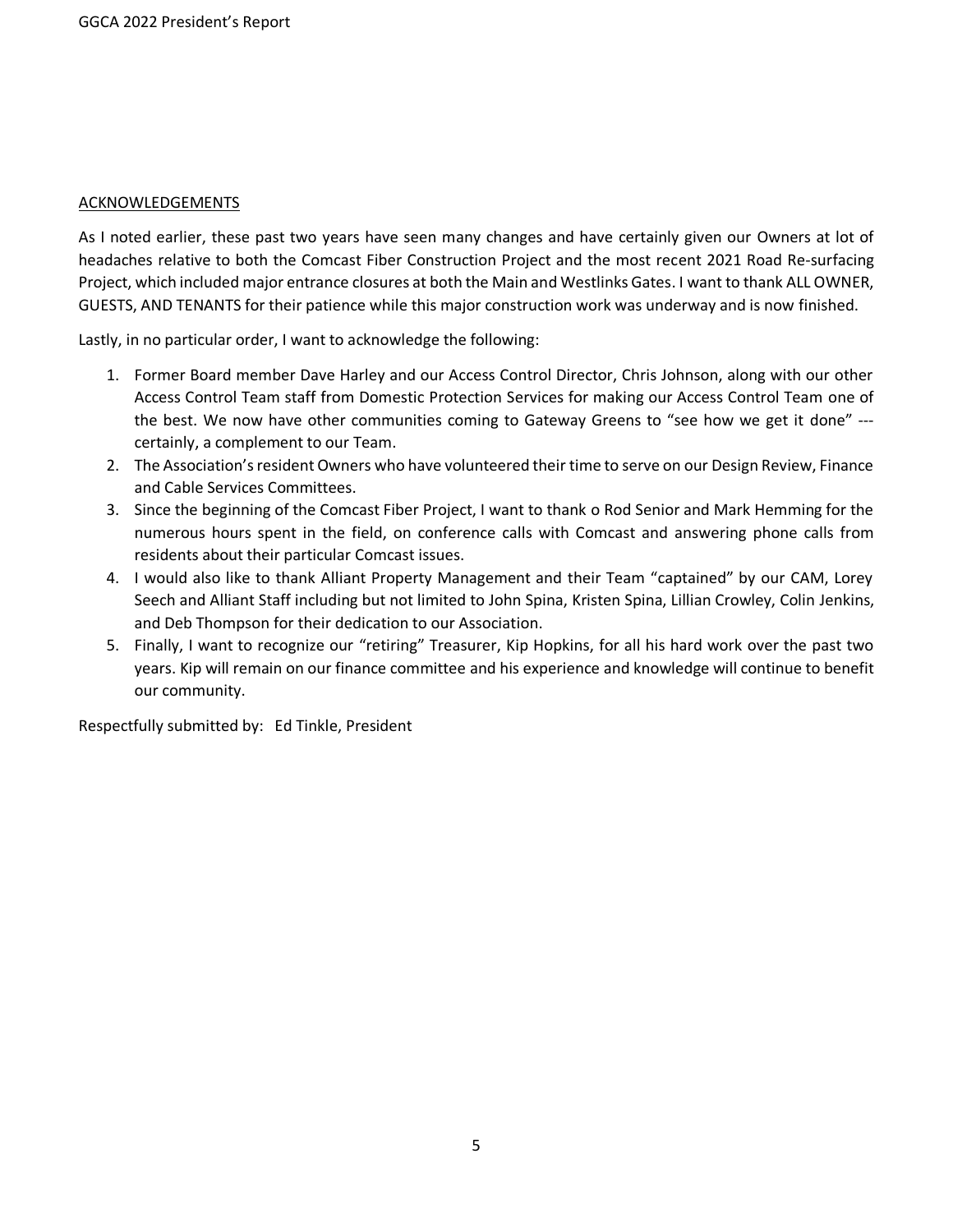## ACKNOWLEDGEMENTS

As I noted earlier, these past two years have seen many changes and have certainly given our Owners at lot of headaches relative to both the Comcast Fiber Construction Project and the most recent 2021 Road Re-surfacing Project, which included major entrance closures at both the Main and Westlinks Gates. I want to thank ALL OWNER, GUESTS, AND TENANTS for their patience while this major construction work was underway and is now finished.

Lastly, in no particular order, I want to acknowledge the following:

1. Former Board member Dave Harley and our Access Control Director, Chris Johnson, along with our other Access Control Team staff from Domestic Protection Services for making our Access Control Team one of the best. We now have other communities coming to Gateway Greens to "see how we get it done" --- certainly, a complement to our Team.
2. The Association's resident Owners who have volunteered their time to serve on our Design Review, Finance and Cable Services Committees.
3. Since the beginning of the Comcast Fiber Project, I want to thank o Rod Senior and Mark Hemming for the numerous hours spent in the field, on conference calls with Comcast and answering phone calls from residents about their particular Comcast issues.
4. I would also like to thank Alliant Property Management and their Team "captained" by our CAM, Lorey Seech and Alliant Staff including but not limited to John Spina, Kristen Spina, Lillian Crowley, Colin Jenkins, and Deb Thompson for their dedication to our Association.
5. Finally, I want to recognize our "retiring" Treasurer, Kip Hopkins, for all his hard work over the past two years. Kip will remain on our finance committee and his experience and knowledge will continue to benefit our community.

Respectfully submitted by: Ed Tinkle, President